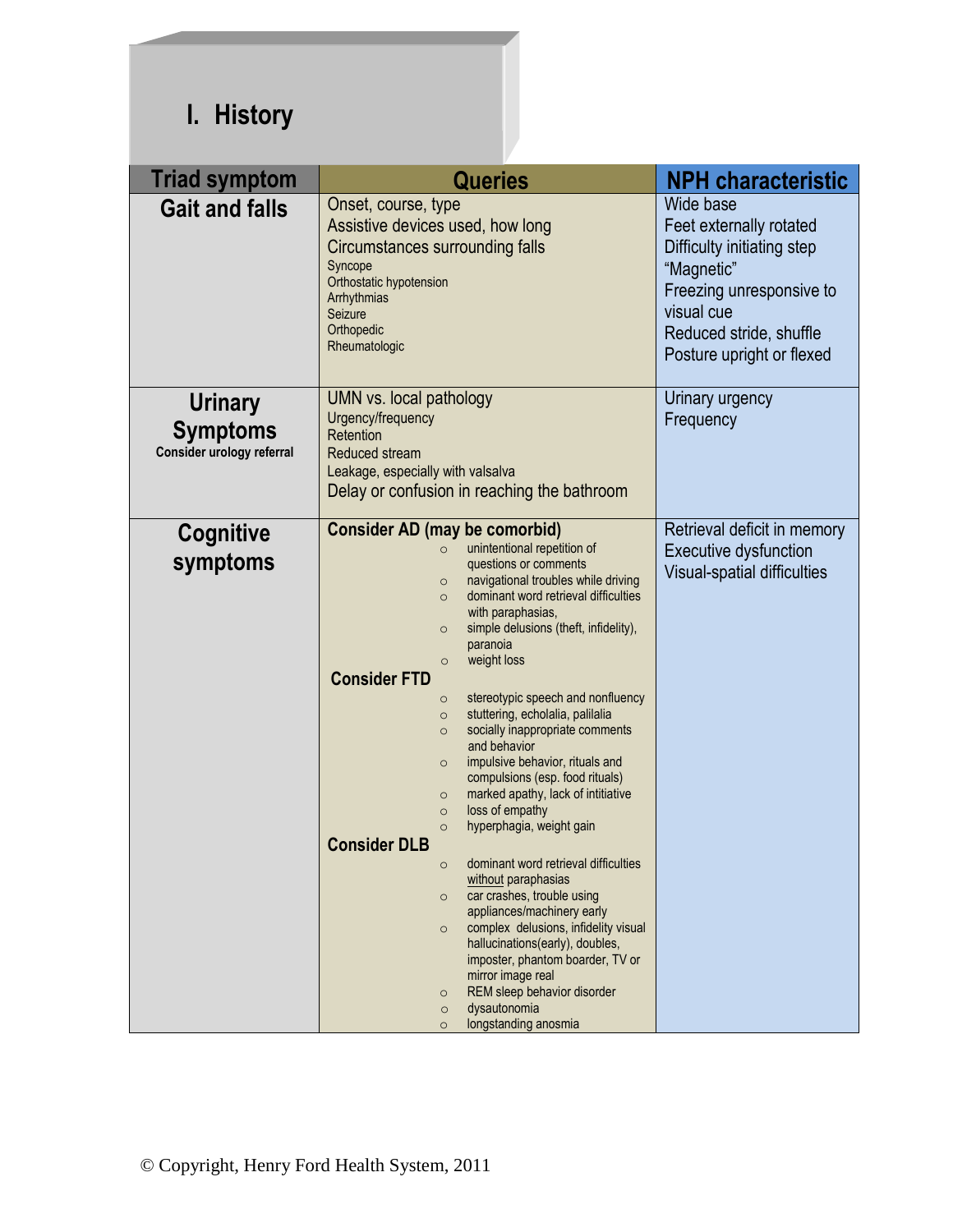# I. History

| Triad symptom | Queries | NPH characteristic |
|---|---|---|
| **Gait and falls** | Onset, course, type<br>Assistive devices used, how long<br>Circumstances surrounding falls<br>Syncope<br>Orthostatic hypotension<br>Arrhythmias<br>Seizure<br>Orthopedic<br>Rheumatologic | Wide base<br>Feet externally rotated<br>Difficulty initiating step<br>"Magnetic"<br>Freezing unresponsive to visual cue<br>Reduced stride, shuffle<br>Posture upright or flexed |
| **Urinary Symptoms**<br>**Consider urology referral** | UMN vs. local pathology<br>Urgency/frequency<br>Retention<br>Reduced stream<br>Leakage, especially with valsalva<br>Delay or confusion in reaching the bathroom | Urinary urgency<br>Frequency |
| **Cognitive symptoms** | **Consider AD (may be comorbid)**<br>○ unintentional repetition of questions or comments<br>○ navigational troubles while driving<br>○ dominant word retrieval difficulties with paraphasias,<br>○ simple delusions (theft, infidelity), paranoia<br>○ weight loss<br>**Consider FTD**<br>○ stereotypic speech and nonfluency<br>○ stuttering, echolalia, palilalia<br>○ socially inappropriate comments and behavior<br>○ impulsive behavior, rituals and compulsions (esp. food rituals)<br>○ marked apathy, lack of intitiative<br>○ loss of empathy<br>○ hyperphagia, weight gain<br>**Consider DLB**<br>○ dominant word retrieval difficulties <u>without</u> paraphasias<br>○ car crashes, trouble using appliances/machinery early<br>○ complex delusions, infidelity visual hallucinations(early), doubles, imposter, phantom boarder, TV or mirror image real<br>○ REM sleep behavior disorder<br>○ dysautonomia<br>○ longstanding anosmia | Retrieval deficit in memory<br>Executive dysfunction<br>Visual-spatial difficulties |

© Copyright, Henry Ford Health System, 2011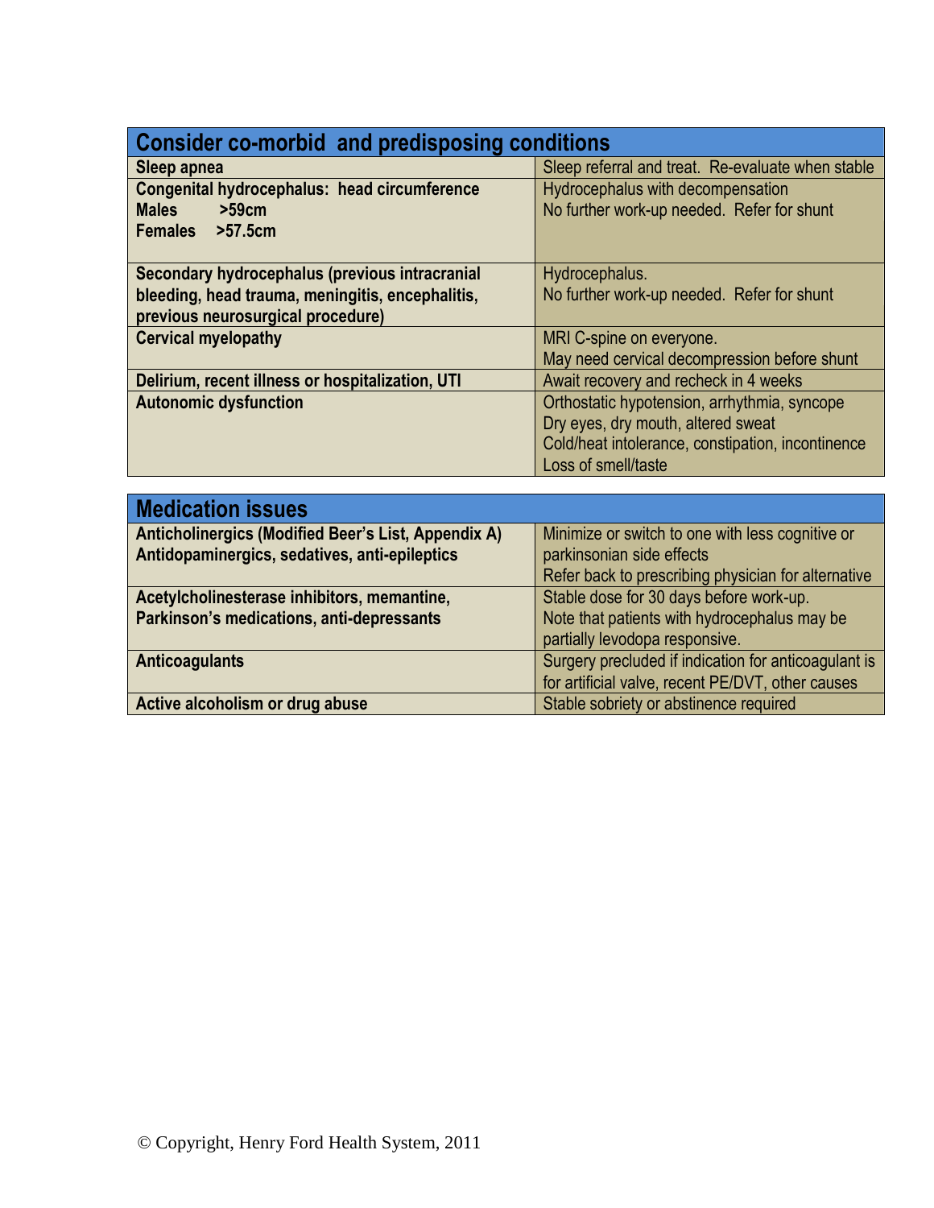| Consider co-morbid and predisposing conditions | |
|---|---|
| **Sleep apnea** | Sleep referral and treat. Re-evaluate when stable |
| **Congenital hydrocephalus: head circumference**<br>**Males >59cm**<br>**Females >57.5cm** | Hydrocephalus with decompensation<br>No further work-up needed. Refer for shunt |
| **Secondary hydrocephalus (previous intracranial bleeding, head trauma, meningitis, encephalitis, previous neurosurgical procedure)** | Hydrocephalus.<br>No further work-up needed. Refer for shunt |
| **Cervical myelopathy** | MRI C-spine on everyone.<br>May need cervical decompression before shunt |
| **Delirium, recent illness or hospitalization, UTI** | Await recovery and recheck in 4 weeks |
| **Autonomic dysfunction** | Orthostatic hypotension, arrhythmia, syncope<br>Dry eyes, dry mouth, altered sweat<br>Cold/heat intolerance, constipation, incontinence<br>Loss of smell/taste |

| Medication issues | |
|---|---|
| **Anticholinergics (Modified Beer's List, Appendix A)**<br>**Antidopaminergics, sedatives, anti-epileptics** | Minimize or switch to one with less cognitive or parkinsonian side effects<br>Refer back to prescribing physician for alternative |
| **Acetylcholinesterase inhibitors, memantine, Parkinson's medications, anti-depressants** | Stable dose for 30 days before work-up.<br>Note that patients with hydrocephalus may be partially levodopa responsive. |
| **Anticoagulants** | Surgery precluded if indication for anticoagulant is for artificial valve, recent PE/DVT, other causes |
| **Active alcoholism or drug abuse** | Stable sobriety or abstinence required |

© Copyright, Henry Ford Health System, 2011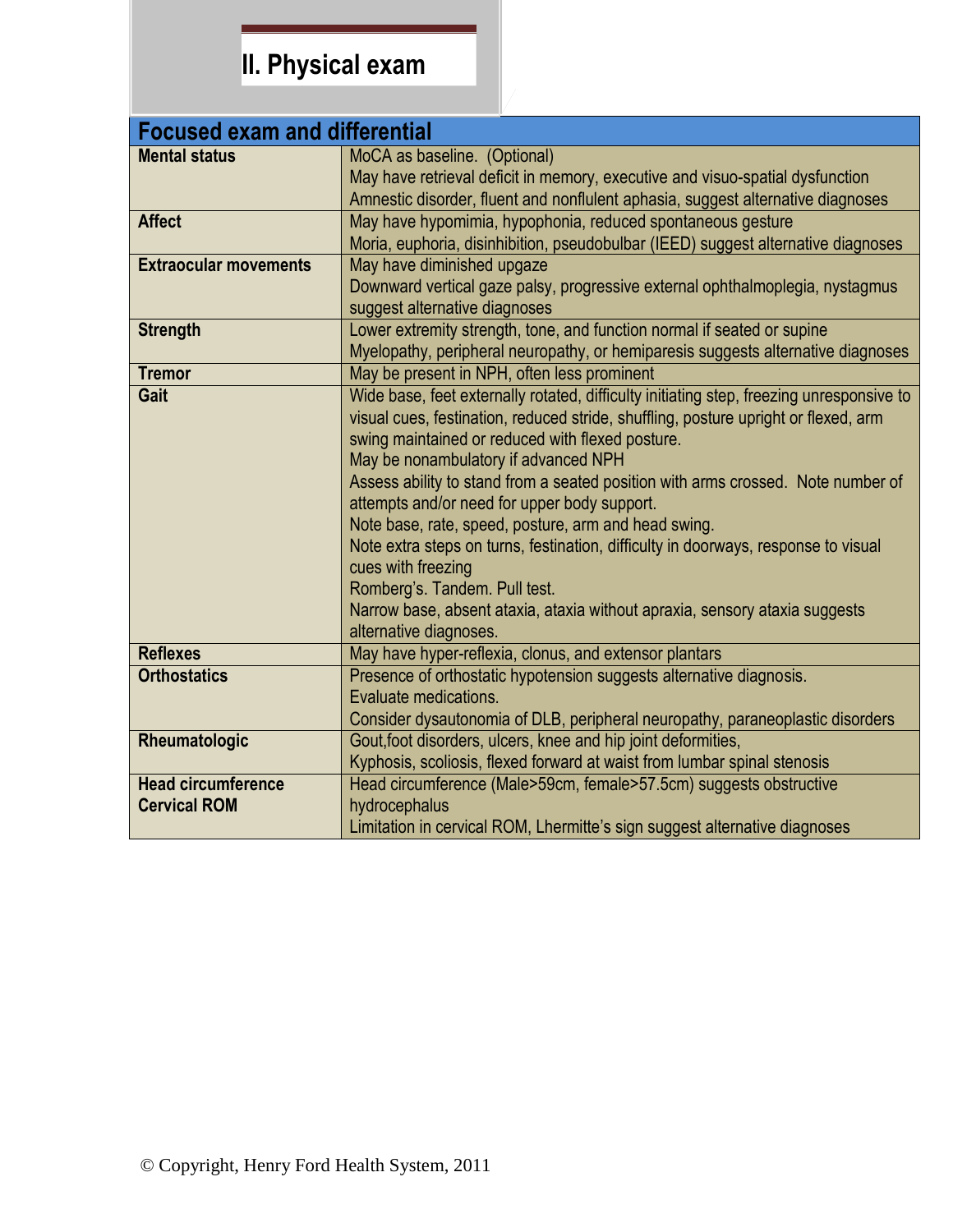## II. Physical exam

| Focused exam and differential | |
|---|---|
| **Mental status** | MoCA as baseline. (Optional)<br>May have retrieval deficit in memory, executive and visuo-spatial dysfunction<br>Amnestic disorder, fluent and nonflulent aphasia, suggest alternative diagnoses |
| **Affect** | May have hypomimia, hypophonia, reduced spontaneous gesture<br>Moria, euphoria, disinhibition, pseudobulbar (IEED) suggest alternative diagnoses |
| **Extraocular movements** | May have diminished upgaze<br>Downward vertical gaze palsy, progressive external ophthalmoplegia, nystagmus suggest alternative diagnoses |
| **Strength** | Lower extremity strength, tone, and function normal if seated or supine<br>Myelopathy, peripheral neuropathy, or hemiparesis suggests alternative diagnoses |
| **Tremor** | May be present in NPH, often less prominent |
| **Gait** | Wide base, feet externally rotated, difficulty initiating step, freezing unresponsive to visual cues, festination, reduced stride, shuffling, posture upright or flexed, arm swing maintained or reduced with flexed posture.<br>May be nonambulatory if advanced NPH<br>Assess ability to stand from a seated position with arms crossed. Note number of attempts and/or need for upper body support.<br>Note base, rate, speed, posture, arm and head swing.<br>Note extra steps on turns, festination, difficulty in doorways, response to visual cues with freezing<br>Romberg's. Tandem. Pull test.<br>Narrow base, absent ataxia, ataxia without apraxia, sensory ataxia suggests alternative diagnoses. |
| **Reflexes** | May have hyper-reflexia, clonus, and extensor plantars |
| **Orthostatics** | Presence of orthostatic hypotension suggests alternative diagnosis.<br>Evaluate medications.<br>Consider dysautonomia of DLB, peripheral neuropathy, paraneoplastic disorders |
| **Rheumatologic** | Gout,foot disorders, ulcers, knee and hip joint deformities,<br>Kyphosis, scoliosis, flexed forward at waist from lumbar spinal stenosis |
| **Head circumference**<br>**Cervical ROM** | Head circumference (Male>59cm, female>57.5cm) suggests obstructive hydrocephalus<br>Limitation in cervical ROM, Lhermitte's sign suggest alternative diagnoses |

© Copyright, Henry Ford Health System, 2011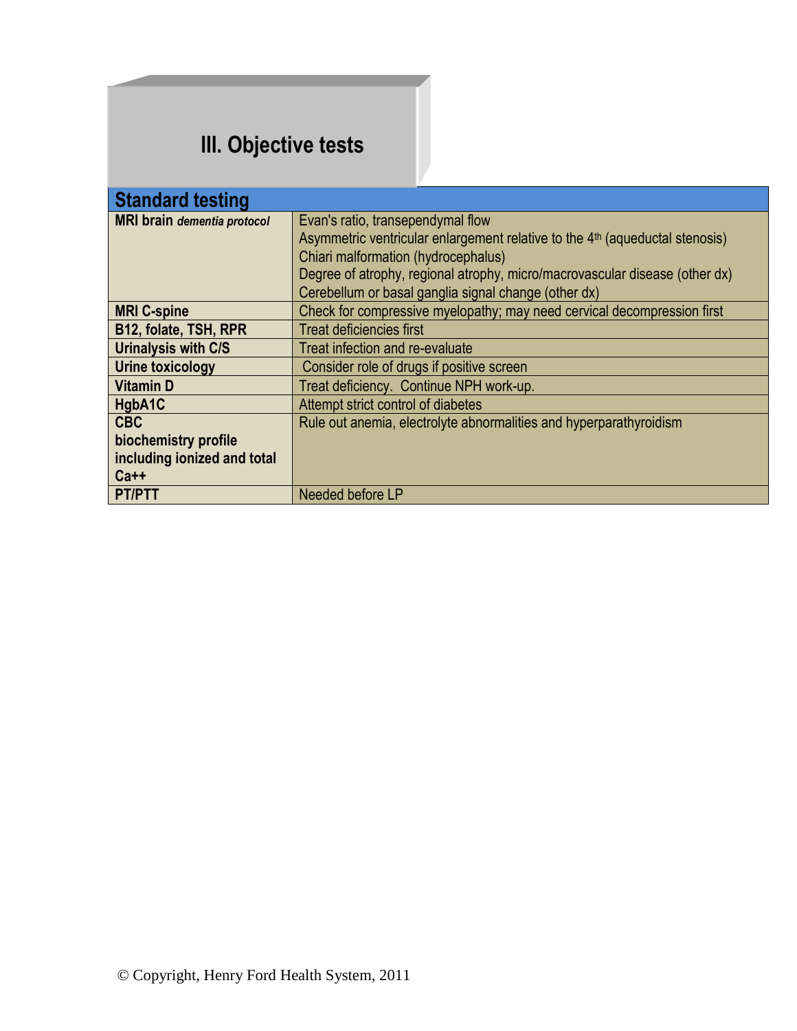## III. Objective tests

| Standard testing | |
|---|---|
| **MRI brain** ***dementia protocol*** | Evan's ratio, transependymal flow<br>Asymmetric ventricular enlargement relative to the 4th (aqueductal stenosis)<br>Chiari malformation (hydrocephalus)<br>Degree of atrophy, regional atrophy, micro/macrovascular disease (other dx)<br>Cerebellum or basal ganglia signal change (other dx) |
| **MRI C-spine** | Check for compressive myelopathy; may need cervical decompression first |
| **B12, folate, TSH, RPR** | Treat deficiencies first |
| **Urinalysis with C/S** | Treat infection and re-evaluate |
| **Urine toxicology** | Consider role of drugs if positive screen |
| **Vitamin D** | Treat deficiency. Continue NPH work-up. |
| **HgbA1C** | Attempt strict control of diabetes |
| **CBC**<br>**biochemistry profile including ionized and total Ca++** | Rule out anemia, electrolyte abnormalities and hyperparathyroidism |
| **PT/PTT** | Needed before LP |

© Copyright, Henry Ford Health System, 2011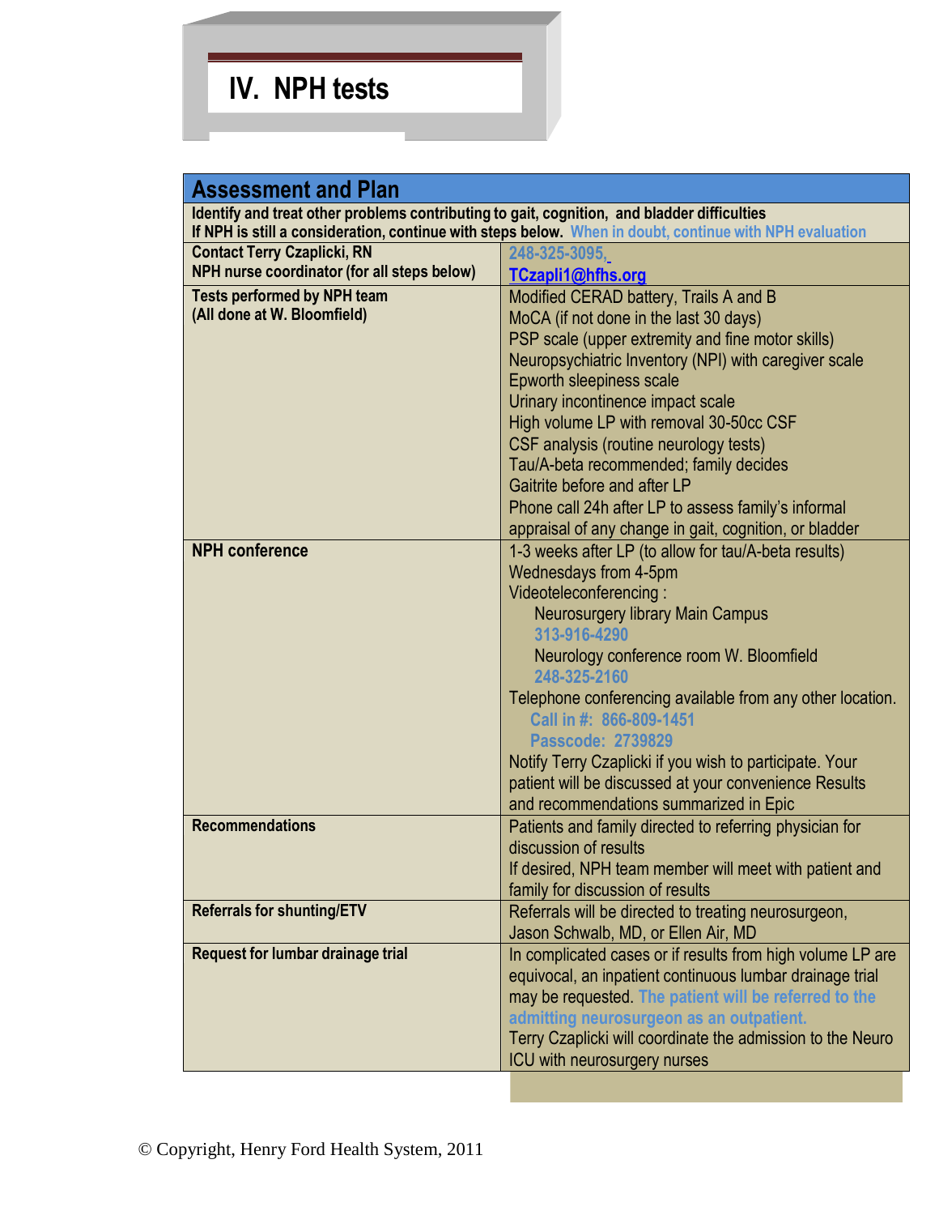# IV. NPH tests

| Assessment and Plan | |
|---|---|
| **Identify and treat other problems contributing to gait, cognition, and bladder difficulties**<br>**If NPH is still a consideration, continue with steps below.** When in doubt, continue with NPH evaluation | |
| **Contact Terry Czaplicki, RN**<br>**NPH nurse coordinator (for all steps below)** | 248-325-3095,<br>TCzapli1@hfhs.org |
| **Tests performed by NPH team**<br>**(All done at W. Bloomfield)** | Modified CERAD battery, Trails A and B<br>MoCA (if not done in the last 30 days)<br>PSP scale (upper extremity and fine motor skills)<br>Neuropsychiatric Inventory (NPI) with caregiver scale<br>Epworth sleepiness scale<br>Urinary incontinence impact scale<br>High volume LP with removal 30-50cc CSF<br>CSF analysis (routine neurology tests)<br>Tau/A-beta recommended; family decides<br>Gaitrite before and after LP<br>Phone call 24h after LP to assess family's informal appraisal of any change in gait, cognition, or bladder |
| **NPH conference** | 1-3 weeks after LP (to allow for tau/A-beta results)<br>Wednesdays from 4-5pm<br>Videoteleconferencing :<br>Neurosurgery library Main Campus<br>313-916-4290<br>Neurology conference room W. Bloomfield<br>248-325-2160<br>Telephone conferencing available from any other location.<br>Call in #: 866-809-1451<br>Passcode: 2739829<br>Notify Terry Czaplicki if you wish to participate. Your patient will be discussed at your convenience Results and recommendations summarized in Epic |
| **Recommendations** | Patients and family directed to referring physician for discussion of results<br>If desired, NPH team member will meet with patient and family for discussion of results |
| **Referrals for shunting/ETV** | Referrals will be directed to treating neurosurgeon, Jason Schwalb, MD, or Ellen Air, MD |
| **Request for lumbar drainage trial** | In complicated cases or if results from high volume LP are equivocal, an inpatient continuous lumbar drainage trial may be requested. The patient will be referred to the admitting neurosurgeon as an outpatient.<br>Terry Czaplicki will coordinate the admission to the Neuro ICU with neurosurgery nurses |

© Copyright, Henry Ford Health System, 2011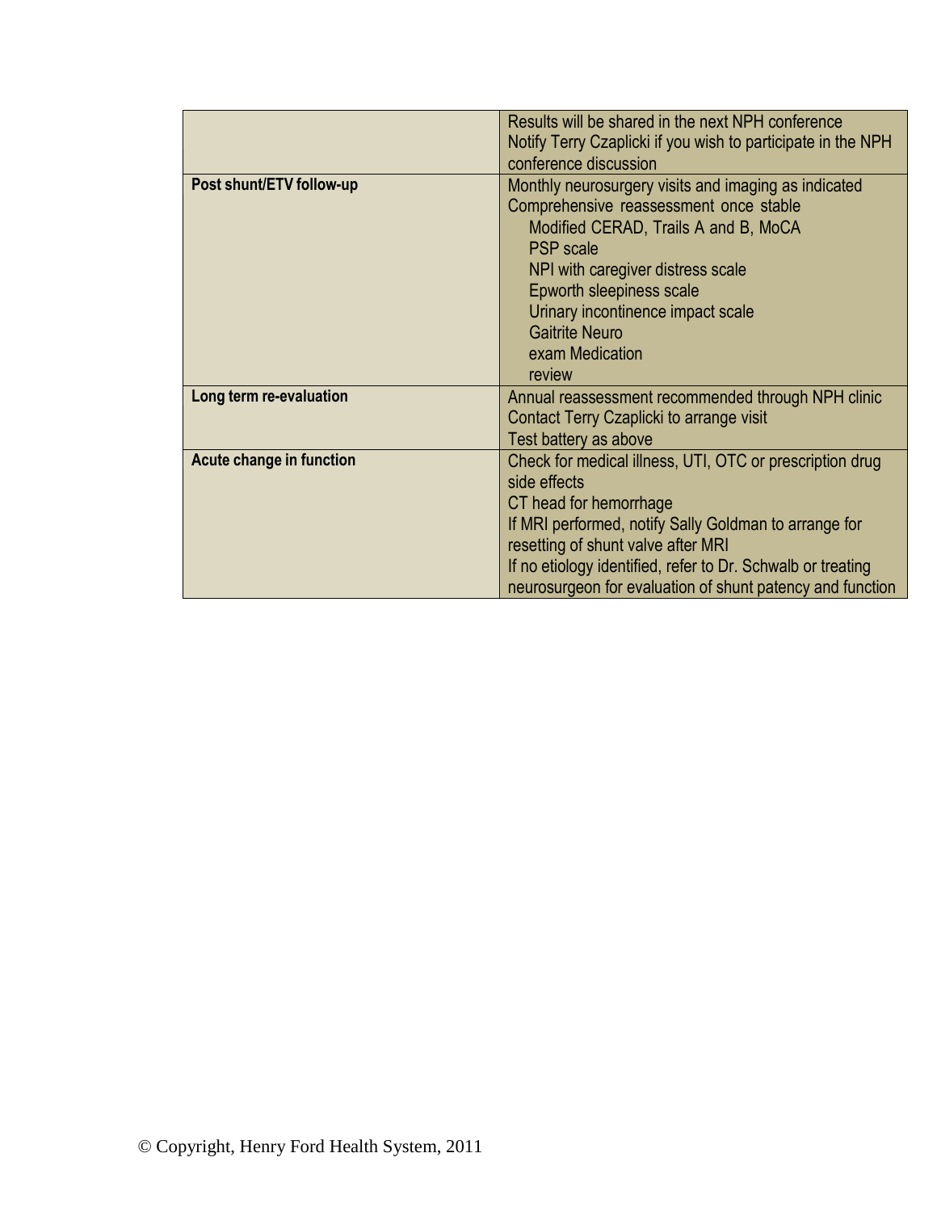| | |
|---|---|
| | Results will be shared in the next NPH conference<br>Notify Terry Czaplicki if you wish to participate in the NPH conference discussion |
| **Post shunt/ETV follow-up** | Monthly neurosurgery visits and imaging as indicated<br>Comprehensive reassessment once stable<br>Modified CERAD, Trails A and B, MoCA<br>PSP scale<br>NPI with caregiver distress scale<br>Epworth sleepiness scale<br>Urinary incontinence impact scale<br>Gaitrite Neuro<br>exam Medication<br>review |
| **Long term re-evaluation** | Annual reassessment recommended through NPH clinic<br>Contact Terry Czaplicki to arrange visit<br>Test battery as above |
| **Acute change in function** | Check for medical illness, UTI, OTC or prescription drug side effects<br>CT head for hemorrhage<br>If MRI performed, notify Sally Goldman to arrange for resetting of shunt valve after MRI<br>If no etiology identified, refer to Dr. Schwalb or treating neurosurgeon for evaluation of shunt patency and function |

© Copyright, Henry Ford Health System, 2011